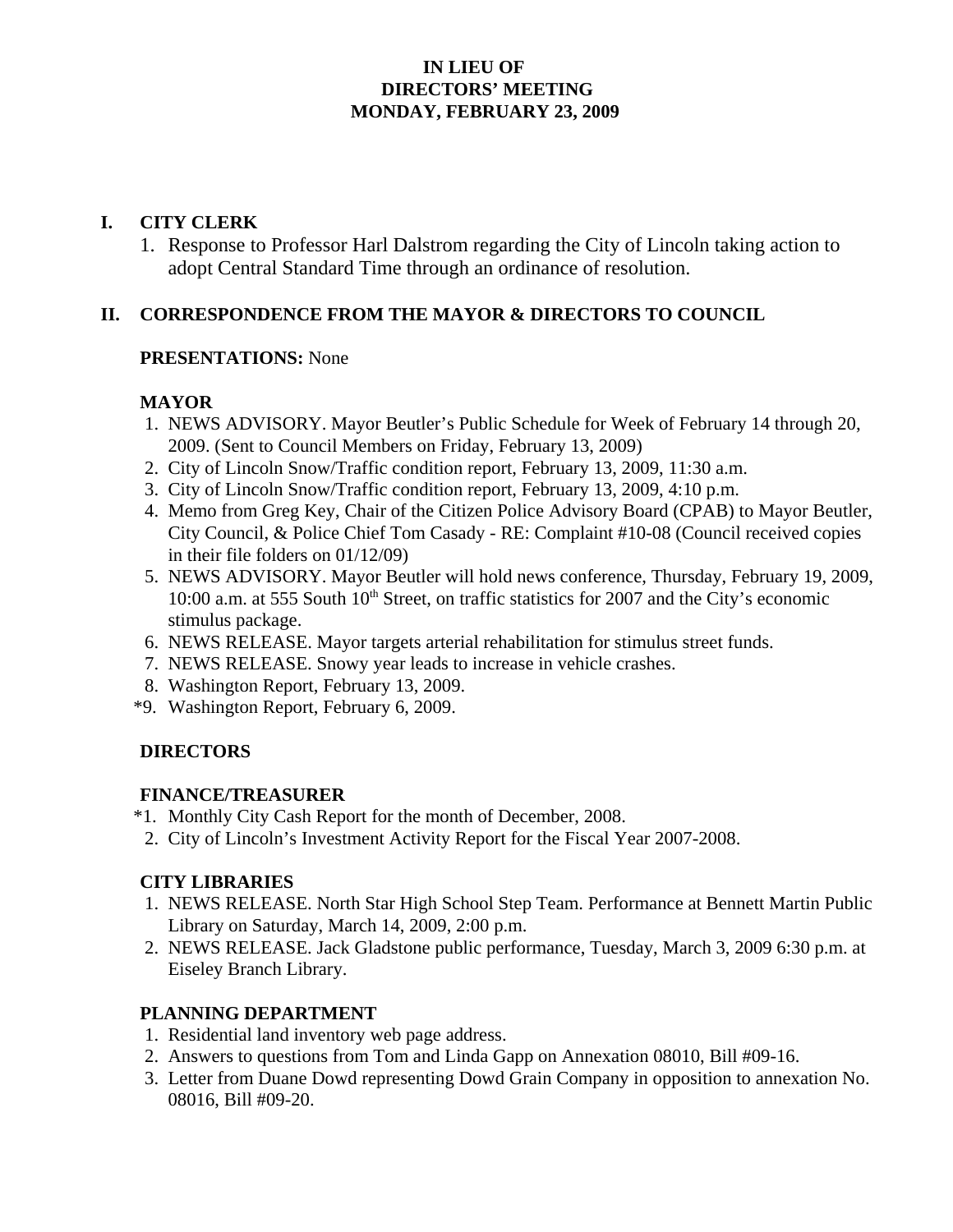# IN LIEU OF
# DIRECTORS' MEETING
# MONDAY, FEBRUARY 23, 2009

## I. CITY CLERK

1. Response to Professor Harl Dalstrom regarding the City of Lincoln taking action to adopt Central Standard Time through an ordinance of resolution.

## II. CORRESPONDENCE FROM THE MAYOR & DIRECTORS TO COUNCIL

**PRESENTATIONS:** None

### MAYOR

1. NEWS ADVISORY. Mayor Beutler's Public Schedule for Week of February 14 through 20, 2009. (Sent to Council Members on Friday, February 13, 2009)
2. City of Lincoln Snow/Traffic condition report, February 13, 2009, 11:30 a.m.
3. City of Lincoln Snow/Traffic condition report, February 13, 2009, 4:10 p.m.
4. Memo from Greg Key, Chair of the Citizen Police Advisory Board (CPAB) to Mayor Beutler, City Council, & Police Chief Tom Casady - RE: Complaint #10-08 (Council received copies in their file folders on 01/12/09)
5. NEWS ADVISORY. Mayor Beutler will hold news conference, Thursday, February 19, 2009, 10:00 a.m. at 555 South 10th Street, on traffic statistics for 2007 and the City's economic stimulus package.
6. NEWS RELEASE. Mayor targets arterial rehabilitation for stimulus street funds.
7. NEWS RELEASE. Snowy year leads to increase in vehicle crashes.
8. Washington Report, February 13, 2009.

*9. Washington Report, February 6, 2009.

### DIRECTORS

### FINANCE/TREASURER

*1. Monthly City Cash Report for the month of December, 2008.

2. City of Lincoln's Investment Activity Report for the Fiscal Year 2007-2008.

### CITY LIBRARIES

1. NEWS RELEASE. North Star High School Step Team. Performance at Bennett Martin Public Library on Saturday, March 14, 2009, 2:00 p.m.
2. NEWS RELEASE. Jack Gladstone public performance, Tuesday, March 3, 2009 6:30 p.m. at Eiseley Branch Library.

### PLANNING DEPARTMENT

1. Residential land inventory web page address.
2. Answers to questions from Tom and Linda Gapp on Annexation 08010, Bill #09-16.
3. Letter from Duane Dowd representing Dowd Grain Company in opposition to annexation No. 08016, Bill #09-20.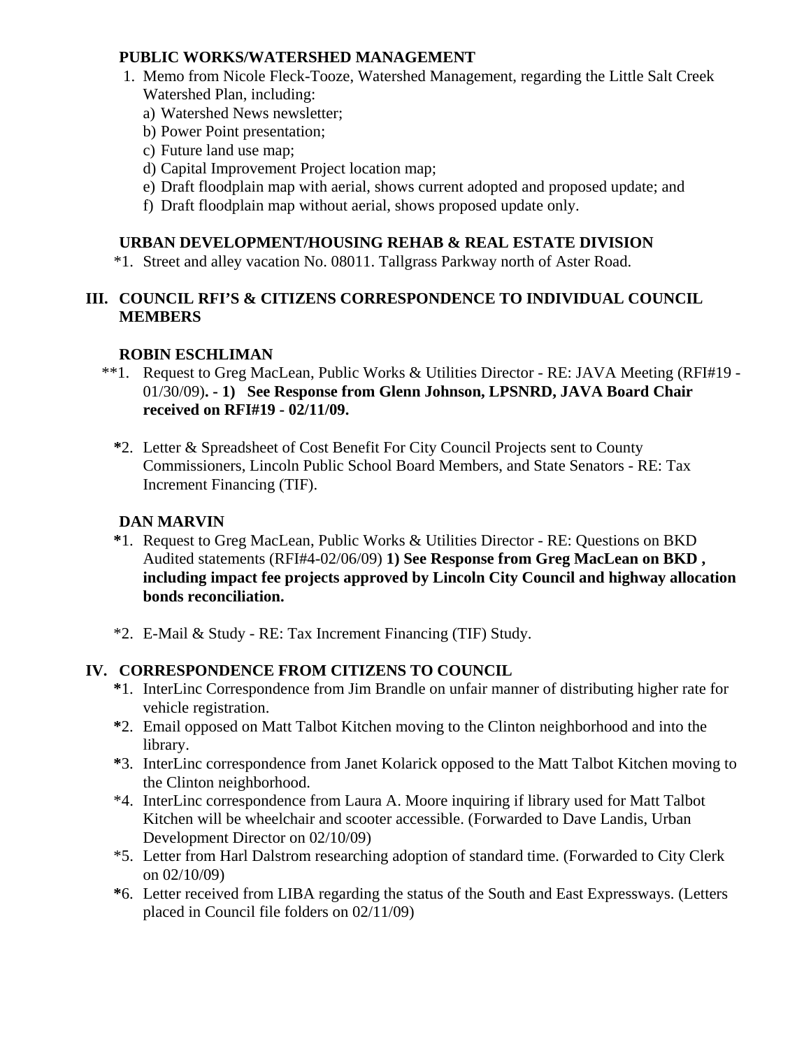**PUBLIC WORKS/WATERSHED MANAGEMENT**

1. Memo from Nicole Fleck-Tooze, Watershed Management, regarding the Little Salt Creek Watershed Plan, including:
   a) Watershed News newsletter;
   b) Power Point presentation;
   c) Future land use map;
   d) Capital Improvement Project location map;
   e) Draft floodplain map with aerial, shows current adopted and proposed update; and
   f) Draft floodplain map without aerial, shows proposed update only.

**URBAN DEVELOPMENT/HOUSING REHAB & REAL ESTATE DIVISION**

*1. Street and alley vacation No. 08011. Tallgrass Parkway north of Aster Road.

## III. COUNCIL RFI'S & CITIZENS CORRESPONDENCE TO INDIVIDUAL COUNCIL MEMBERS

**ROBIN ESCHLIMAN**

**1. Request to Greg MacLean, Public Works & Utilities Director - RE: JAVA Meeting (RFI#19 - 01/30/09)**. - 1) See Response from Glenn Johnson, LPSNRD, JAVA Board Chair received on RFI#19 - 02/11/09.**

*2. Letter & Spreadsheet of Cost Benefit For City Council Projects sent to County Commissioners, Lincoln Public School Board Members, and State Senators - RE: Tax Increment Financing (TIF).

**DAN MARVIN**

*1. Request to Greg MacLean, Public Works & Utilities Director - RE: Questions on BKD Audited statements (RFI#4-02/06/09) **1) See Response from Greg MacLean on BKD , including impact fee projects approved by Lincoln City Council and highway allocation bonds reconciliation.**

*2. E-Mail & Study - RE: Tax Increment Financing (TIF) Study.

## IV. CORRESPONDENCE FROM CITIZENS TO COUNCIL

*1. InterLinc Correspondence from Jim Brandle on unfair manner of distributing higher rate for vehicle registration.

*2. Email opposed on Matt Talbot Kitchen moving to the Clinton neighborhood and into the library.

*3. InterLinc correspondence from Janet Kolarick opposed to the Matt Talbot Kitchen moving to the Clinton neighborhood.

*4. InterLinc correspondence from Laura A. Moore inquiring if library used for Matt Talbot Kitchen will be wheelchair and scooter accessible. (Forwarded to Dave Landis, Urban Development Director on 02/10/09)

*5. Letter from Harl Dalstrom researching adoption of standard time. (Forwarded to City Clerk on 02/10/09)

*6. Letter received from LIBA regarding the status of the South and East Expressways. (Letters placed in Council file folders on 02/11/09)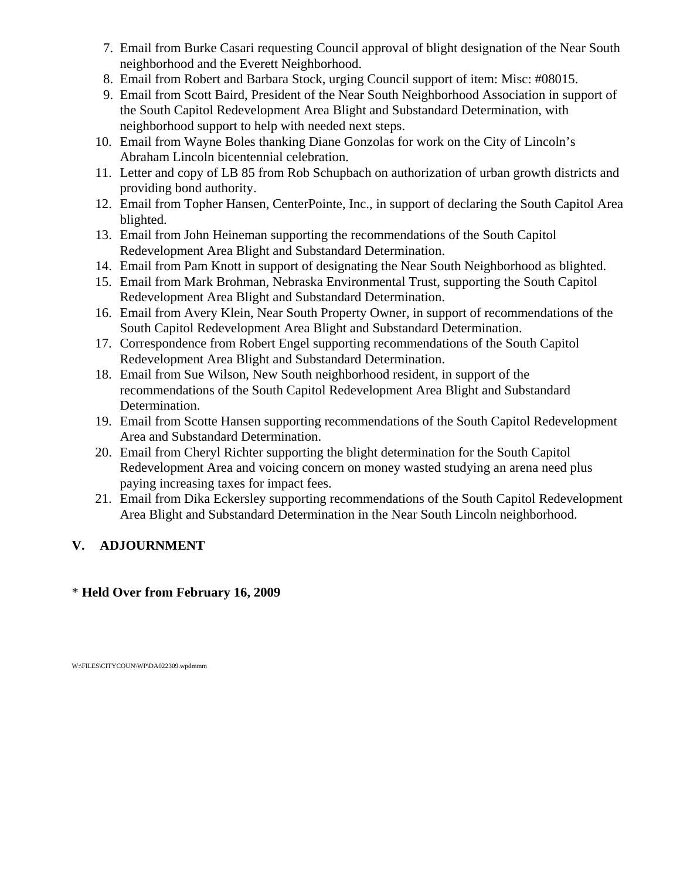7. Email from Burke Casari requesting Council approval of blight designation of the Near South neighborhood and the Everett Neighborhood.
8. Email from Robert and Barbara Stock, urging Council support of item: Misc: #08015.
9. Email from Scott Baird, President of the Near South Neighborhood Association in support of the South Capitol Redevelopment Area Blight and Substandard Determination, with neighborhood support to help with needed next steps.
10. Email from Wayne Boles thanking Diane Gonzolas for work on the City of Lincoln's Abraham Lincoln bicentennial celebration.
11. Letter and copy of LB 85 from Rob Schupbach on authorization of urban growth districts and providing bond authority.
12. Email from Topher Hansen, CenterPointe, Inc., in support of declaring the South Capitol Area blighted.
13. Email from John Heineman supporting the recommendations of the South Capitol Redevelopment Area Blight and Substandard Determination.
14. Email from Pam Knott in support of designating the Near South Neighborhood as blighted.
15. Email from Mark Brohman, Nebraska Environmental Trust, supporting the South Capitol Redevelopment Area Blight and Substandard Determination.
16. Email from Avery Klein, Near South Property Owner, in support of recommendations of the South Capitol Redevelopment Area Blight and Substandard Determination.
17. Correspondence from Robert Engel supporting recommendations of the South Capitol Redevelopment Area Blight and Substandard Determination.
18. Email from Sue Wilson, New South neighborhood resident, in support of the recommendations of the South Capitol Redevelopment Area Blight and Substandard Determination.
19. Email from Scotte Hansen supporting recommendations of the South Capitol Redevelopment Area and Substandard Determination.
20. Email from Cheryl Richter supporting the blight determination for the South Capitol Redevelopment Area and voicing concern on money wasted studying an arena need plus paying increasing taxes for impact fees.
21. Email from Dika Eckersley supporting recommendations of the South Capitol Redevelopment Area Blight and Substandard Determination in the Near South Lincoln neighborhood.

## V. ADJOURNMENT

\* **Held Over from February 16, 2009**

W:\FILES\CITYCOUN\WP\DA022309.wpdmmm